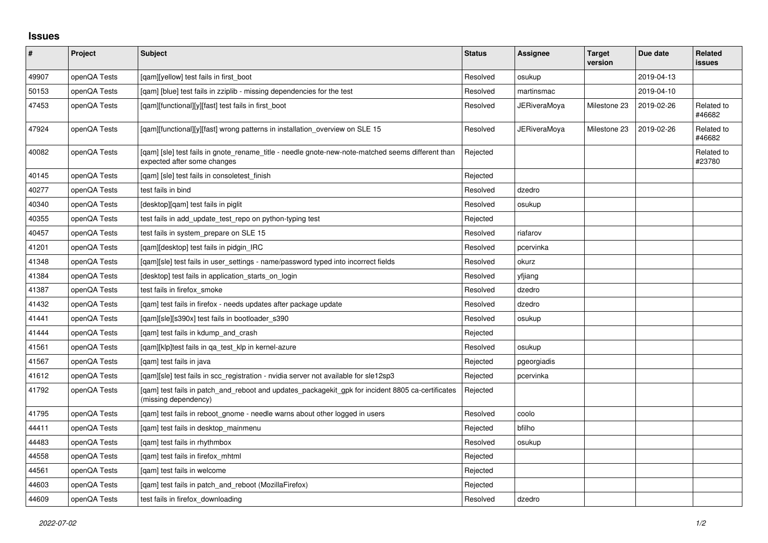## Issues

| # | Project | Subject | Status | Assignee | Target version | Due date | Related issues |
|---|---|---|---|---|---|---|---|
| 49907 | openQA Tests | [qam][yellow] test fails in first_boot | Resolved | osukup | | 2019-04-13 | |
| 50153 | openQA Tests | [qam] [blue] test fails in zziplib - missing dependencies for the test | Resolved | martinsmac | | 2019-04-10 | |
| 47453 | openQA Tests | [qam][functional][y][fast] test fails in first_boot | Resolved | JERiveraMoya | Milestone 23 | 2019-02-26 | Related to #46682 |
| 47924 | openQA Tests | [qam][functional][y][fast] wrong patterns in installation_overview on SLE 15 | Resolved | JERiveraMoya | Milestone 23 | 2019-02-26 | Related to #46682 |
| 40082 | openQA Tests | [qam] [sle] test fails in gnote_rename_title - needle gnote-new-note-matched seems different than expected after some changes | Rejected | | | | Related to #23780 |
| 40145 | openQA Tests | [qam] [sle] test fails in consoletest_finish | Rejected | | | | |
| 40277 | openQA Tests | test fails in bind | Resolved | dzedro | | | |
| 40340 | openQA Tests | [desktop][qam] test fails in piglit | Resolved | osukup | | | |
| 40355 | openQA Tests | test fails in add_update_test_repo on python-typing test | Rejected | | | | |
| 40457 | openQA Tests | test fails in system_prepare on SLE 15 | Resolved | riafarov | | | |
| 41201 | openQA Tests | [qam][desktop] test fails in pidgin_IRC | Resolved | pcervinka | | | |
| 41348 | openQA Tests | [qam][sle] test fails in user_settings - name/password typed into incorrect fields | Resolved | okurz | | | |
| 41384 | openQA Tests | [desktop] test fails in application_starts_on_login | Resolved | yfjiang | | | |
| 41387 | openQA Tests | test fails in firefox_smoke | Resolved | dzedro | | | |
| 41432 | openQA Tests | [qam] test fails in firefox - needs updates after package update | Resolved | dzedro | | | |
| 41441 | openQA Tests | [qam][sle][s390x] test fails in bootloader_s390 | Resolved | osukup | | | |
| 41444 | openQA Tests | [qam] test fails in kdump_and_crash | Rejected | | | | |
| 41561 | openQA Tests | [qam][klp]test fails in qa_test_klp in kernel-azure | Resolved | osukup | | | |
| 41567 | openQA Tests | [qam] test fails in java | Rejected | pgeorgiadis | | | |
| 41612 | openQA Tests | [qam][sle] test fails in scc_registration - nvidia server not available for sle12sp3 | Rejected | pcervinka | | | |
| 41792 | openQA Tests | [qam] test fails in patch_and_reboot and updates_packagekit_gpk for incident 8805 ca-certificates (missing dependency) | Rejected | | | | |
| 41795 | openQA Tests | [qam] test fails in reboot_gnome - needle warns about other logged in users | Resolved | coolo | | | |
| 44411 | openQA Tests | [qam] test fails in desktop_mainmenu | Rejected | bfilho | | | |
| 44483 | openQA Tests | [qam] test fails in rhythmbox | Resolved | osukup | | | |
| 44558 | openQA Tests | [qam] test fails in firefox_mhtml | Rejected | | | | |
| 44561 | openQA Tests | [qam] test fails in welcome | Rejected | | | | |
| 44603 | openQA Tests | [qam] test fails in patch_and_reboot (MozillaFirefox) | Rejected | | | | |
| 44609 | openQA Tests | test fails in firefox_downloading | Resolved | dzedro | | | |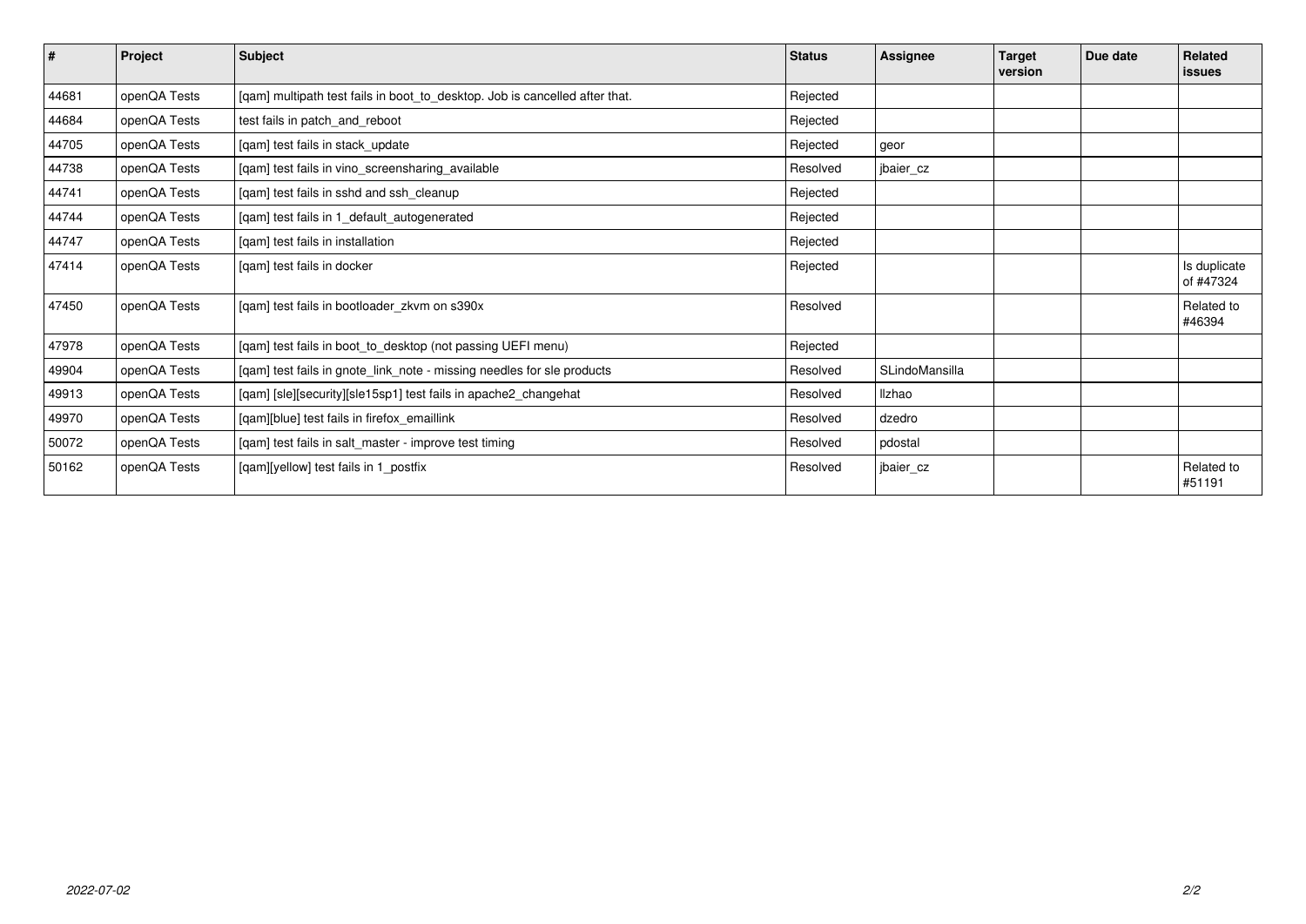| # | Project | Subject | Status | Assignee | Target version | Due date | Related issues |
|---|---|---|---|---|---|---|---|
| 44681 | openQA Tests | [qam] multipath test fails in boot_to_desktop. Job is cancelled after that. | Rejected | | | | |
| 44684 | openQA Tests | test fails in patch_and_reboot | Rejected | | | | |
| 44705 | openQA Tests | [qam] test fails in stack_update | Rejected | geor | | | |
| 44738 | openQA Tests | [qam] test fails in vino_screensharing_available | Resolved | jbaier_cz | | | |
| 44741 | openQA Tests | [qam] test fails in sshd and ssh_cleanup | Rejected | | | | |
| 44744 | openQA Tests | [qam] test fails in 1_default_autogenerated | Rejected | | | | |
| 44747 | openQA Tests | [qam] test fails in installation | Rejected | | | | |
| 47414 | openQA Tests | [qam] test fails in docker | Rejected | | | | Is duplicate of #47324 |
| 47450 | openQA Tests | [qam] test fails in bootloader_zkvm on s390x | Resolved | | | | Related to #46394 |
| 47978 | openQA Tests | [qam] test fails in boot_to_desktop (not passing UEFI menu) | Rejected | | | | |
| 49904 | openQA Tests | [qam] test fails in gnote_link_note - missing needles for sle products | Resolved | SLindoMansilla | | | |
| 49913 | openQA Tests | [qam] [sle][security][sle15sp1] test fails in apache2_changehat | Resolved | llzhao | | | |
| 49970 | openQA Tests | [qam][blue] test fails in firefox_emaillink | Resolved | dzedro | | | |
| 50072 | openQA Tests | [qam] test fails in salt_master - improve test timing | Resolved | pdostal | | | |
| 50162 | openQA Tests | [qam][yellow] test fails in 1_postfix | Resolved | jbaier_cz | | | Related to #51191 |